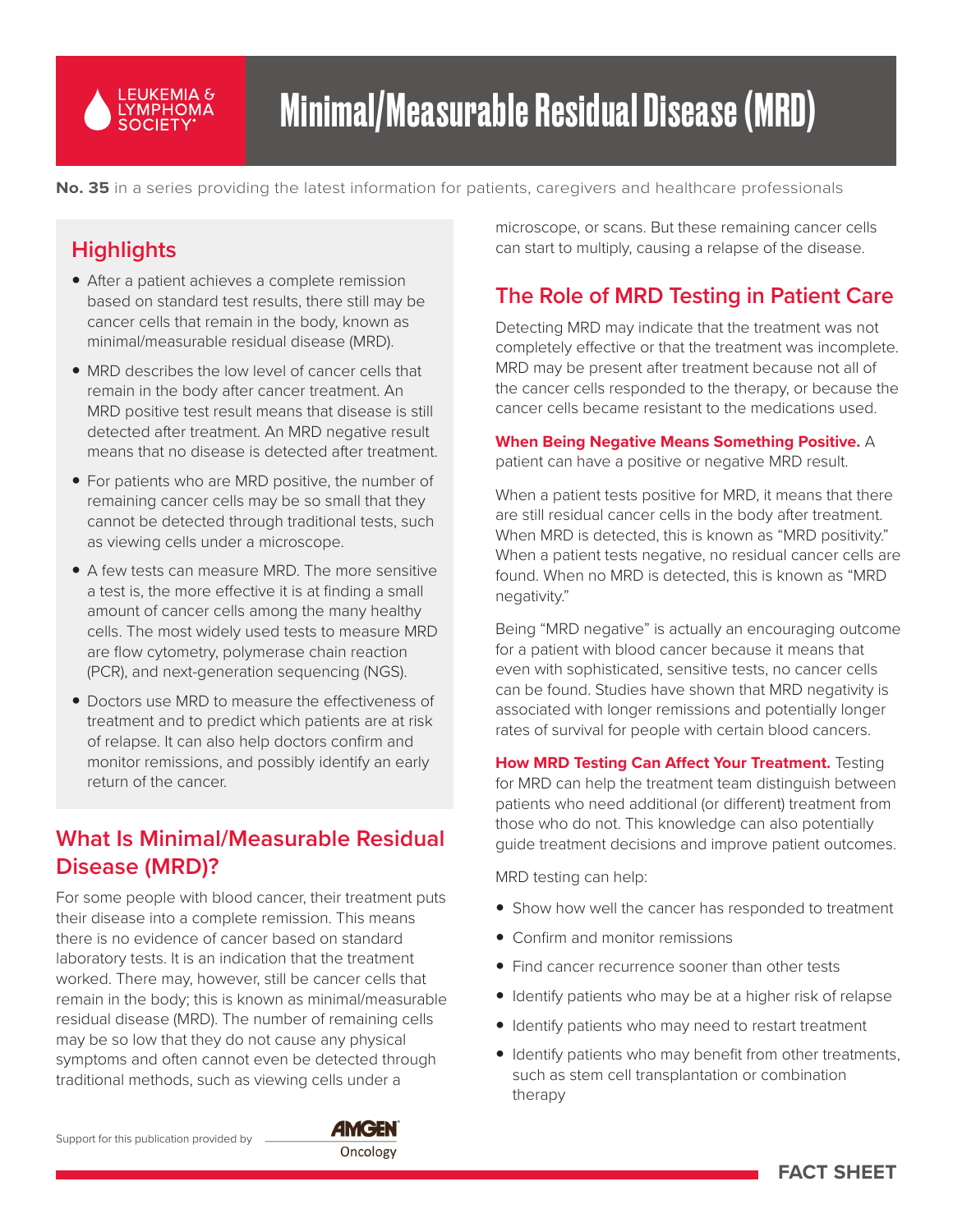# Minimal/Measurable Residual Disease (MRD)

**No. 35** in a series providing the latest information for patients, caregivers and healthcare professionals

## Highlights

- After a patient achieves a complete remission based on standard test results, there still may be cancer cells that remain in the body, known as minimal/measurable residual disease (MRD).
- MRD describes the low level of cancer cells that remain in the body after cancer treatment. An MRD positive test result means that disease is still detected after treatment. An MRD negative result means that no disease is detected after treatment.
- For patients who are MRD positive, the number of remaining cancer cells may be so small that they cannot be detected through traditional tests, such as viewing cells under a microscope.
- A few tests can measure MRD. The more sensitive a test is, the more effective it is at finding a small amount of cancer cells among the many healthy cells. The most widely used tests to measure MRD are flow cytometry, polymerase chain reaction (PCR), and next-generation sequencing (NGS).
- Doctors use MRD to measure the effectiveness of treatment and to predict which patients are at risk of relapse. It can also help doctors confirm and monitor remissions, and possibly identify an early return of the cancer.

## What Is Minimal/Measurable Residual Disease (MRD)?

For some people with blood cancer, their treatment puts their disease into a complete remission. This means there is no evidence of cancer based on standard laboratory tests. It is an indication that the treatment worked. There may, however, still be cancer cells that remain in the body; this is known as minimal/measurable residual disease (MRD). The number of remaining cells may be so low that they do not cause any physical symptoms and often cannot even be detected through traditional methods, such as viewing cells under a microscope, or scans. But these remaining cancer cells can start to multiply, causing a relapse of the disease.

## The Role of MRD Testing in Patient Care

Detecting MRD may indicate that the treatment was not completely effective or that the treatment was incomplete. MRD may be present after treatment because not all of the cancer cells responded to the therapy, or because the cancer cells became resistant to the medications used.

**When Being Negative Means Something Positive.** A patient can have a positive or negative MRD result.

When a patient tests positive for MRD, it means that there are still residual cancer cells in the body after treatment. When MRD is detected, this is known as "MRD positivity." When a patient tests negative, no residual cancer cells are found. When no MRD is detected, this is known as "MRD negativity."

Being "MRD negative" is actually an encouraging outcome for a patient with blood cancer because it means that even with sophisticated, sensitive tests, no cancer cells can be found. Studies have shown that MRD negativity is associated with longer remissions and potentially longer rates of survival for people with certain blood cancers.

**How MRD Testing Can Affect Your Treatment.** Testing for MRD can help the treatment team distinguish between patients who need additional (or different) treatment from those who do not. This knowledge can also potentially guide treatment decisions and improve patient outcomes.

MRD testing can help:

- Show how well the cancer has responded to treatment
- Confirm and monitor remissions
- Find cancer recurrence sooner than other tests
- Identify patients who may be at a higher risk of relapse
- Identify patients who may need to restart treatment
- Identify patients who may benefit from other treatments, such as stem cell transplantation or combination therapy

Support for this publication provided by AMGEN Oncology

FACT SHEET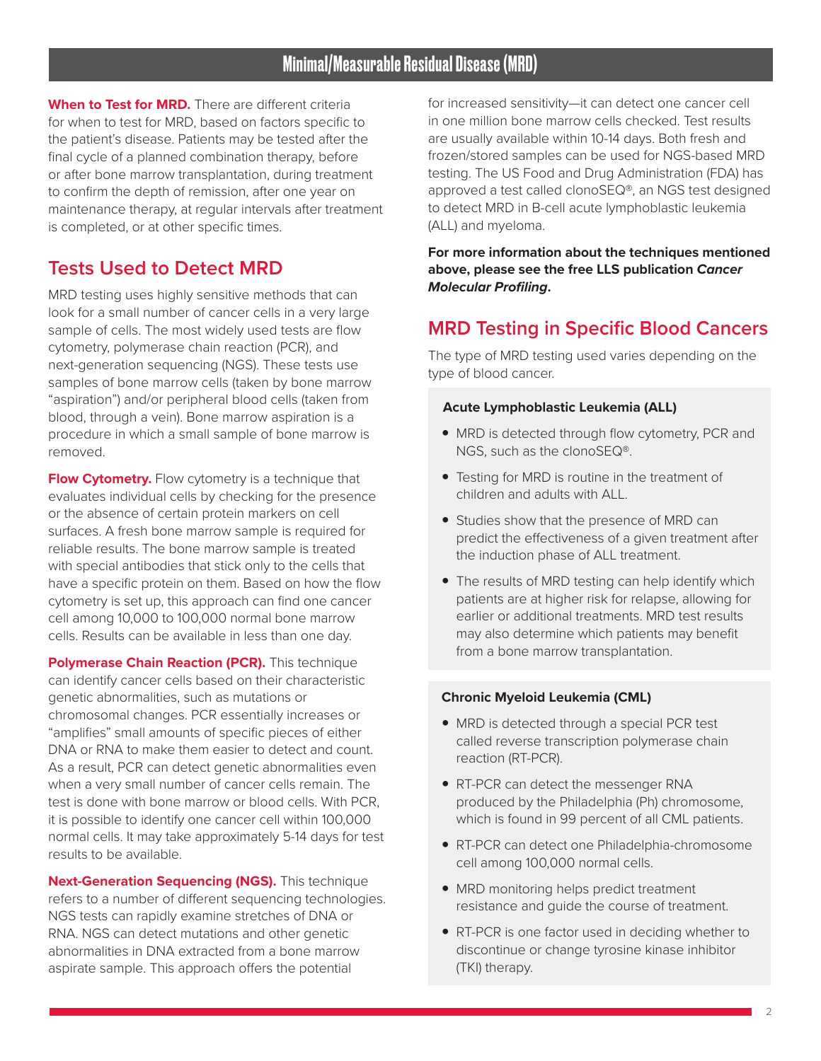**When to Test for MRD.** There are different criteria for when to test for MRD, based on factors specific to the patient's disease. Patients may be tested after the final cycle of a planned combination therapy, before or after bone marrow transplantation, during treatment to confirm the depth of remission, after one year on maintenance therapy, at regular intervals after treatment is completed, or at other specific times.

## Tests Used to Detect MRD

MRD testing uses highly sensitive methods that can look for a small number of cancer cells in a very large sample of cells. The most widely used tests are flow cytometry, polymerase chain reaction (PCR), and next-generation sequencing (NGS). These tests use samples of bone marrow cells (taken by bone marrow "aspiration") and/or peripheral blood cells (taken from blood, through a vein). Bone marrow aspiration is a procedure in which a small sample of bone marrow is removed.

**Flow Cytometry.** Flow cytometry is a technique that evaluates individual cells by checking for the presence or the absence of certain protein markers on cell surfaces. A fresh bone marrow sample is required for reliable results. The bone marrow sample is treated with special antibodies that stick only to the cells that have a specific protein on them. Based on how the flow cytometry is set up, this approach can find one cancer cell among 10,000 to 100,000 normal bone marrow cells. Results can be available in less than one day.

**Polymerase Chain Reaction (PCR).** This technique can identify cancer cells based on their characteristic genetic abnormalities, such as mutations or chromosomal changes. PCR essentially increases or "amplifies" small amounts of specific pieces of either DNA or RNA to make them easier to detect and count. As a result, PCR can detect genetic abnormalities even when a very small number of cancer cells remain. The test is done with bone marrow or blood cells. With PCR, it is possible to identify one cancer cell within 100,000 normal cells. It may take approximately 5-14 days for test results to be available.

**Next-Generation Sequencing (NGS).** This technique refers to a number of different sequencing technologies. NGS tests can rapidly examine stretches of DNA or RNA. NGS can detect mutations and other genetic abnormalities in DNA extracted from a bone marrow aspirate sample. This approach offers the potential for increased sensitivity—it can detect one cancer cell in one million bone marrow cells checked. Test results are usually available within 10-14 days. Both fresh and frozen/stored samples can be used for NGS-based MRD testing. The US Food and Drug Administration (FDA) has approved a test called clonoSEQ®, an NGS test designed to detect MRD in B-cell acute lymphoblastic leukemia (ALL) and myeloma.

**For more information about the techniques mentioned above, please see the free LLS publication *Cancer Molecular Profiling*.**

## MRD Testing in Specific Blood Cancers

The type of MRD testing used varies depending on the type of blood cancer.

### Acute Lymphoblastic Leukemia (ALL)

- MRD is detected through flow cytometry, PCR and NGS, such as the clonoSEQ®.
- Testing for MRD is routine in the treatment of children and adults with ALL.
- Studies show that the presence of MRD can predict the effectiveness of a given treatment after the induction phase of ALL treatment.
- The results of MRD testing can help identify which patients are at higher risk for relapse, allowing for earlier or additional treatments. MRD test results may also determine which patients may benefit from a bone marrow transplantation.

### Chronic Myeloid Leukemia (CML)

- MRD is detected through a special PCR test called reverse transcription polymerase chain reaction (RT-PCR).
- RT-PCR can detect the messenger RNA produced by the Philadelphia (Ph) chromosome, which is found in 99 percent of all CML patients.
- RT-PCR can detect one Philadelphia-chromosome cell among 100,000 normal cells.
- MRD monitoring helps predict treatment resistance and guide the course of treatment.
- RT-PCR is one factor used in deciding whether to discontinue or change tyrosine kinase inhibitor (TKI) therapy.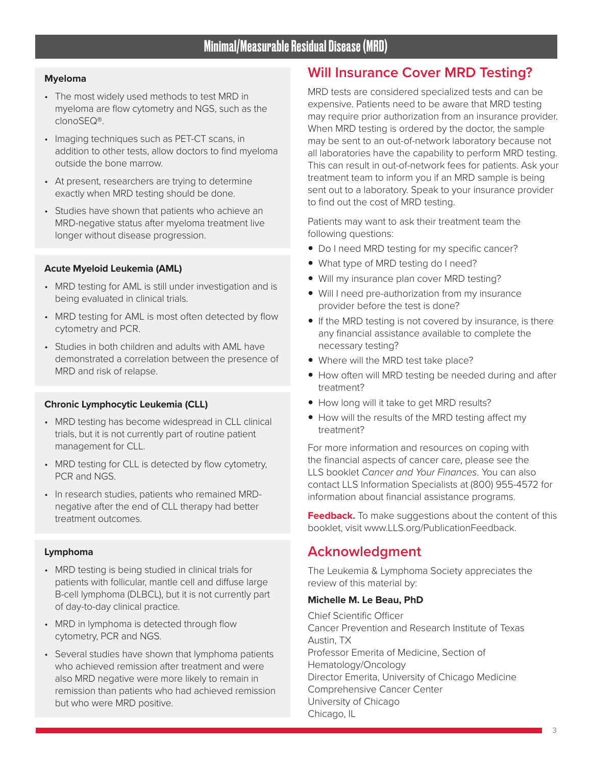### Myeloma

- The most widely used methods to test MRD in myeloma are flow cytometry and NGS, such as the clonoSEQ®.
- Imaging techniques such as PET-CT scans, in addition to other tests, allow doctors to find myeloma outside the bone marrow.
- At present, researchers are trying to determine exactly when MRD testing should be done.
- Studies have shown that patients who achieve an MRD-negative status after myeloma treatment live longer without disease progression.

### Acute Myeloid Leukemia (AML)

- MRD testing for AML is still under investigation and is being evaluated in clinical trials.
- MRD testing for AML is most often detected by flow cytometry and PCR.
- Studies in both children and adults with AML have demonstrated a correlation between the presence of MRD and risk of relapse.

### Chronic Lymphocytic Leukemia (CLL)

- MRD testing has become widespread in CLL clinical trials, but it is not currently part of routine patient management for CLL.
- MRD testing for CLL is detected by flow cytometry, PCR and NGS.
- In research studies, patients who remained MRD-negative after the end of CLL therapy had better treatment outcomes.

### Lymphoma

- MRD testing is being studied in clinical trials for patients with follicular, mantle cell and diffuse large B-cell lymphoma (DLBCL), but it is not currently part of day-to-day clinical practice.
- MRD in lymphoma is detected through flow cytometry, PCR and NGS.
- Several studies have shown that lymphoma patients who achieved remission after treatment and were also MRD negative were more likely to remain in remission than patients who had achieved remission but who were MRD positive.

## Will Insurance Cover MRD Testing?

MRD tests are considered specialized tests and can be expensive. Patients need to be aware that MRD testing may require prior authorization from an insurance provider. When MRD testing is ordered by the doctor, the sample may be sent to an out-of-network laboratory because not all laboratories have the capability to perform MRD testing. This can result in out-of-network fees for patients. Ask your treatment team to inform you if an MRD sample is being sent out to a laboratory. Speak to your insurance provider to find out the cost of MRD testing.

Patients may want to ask their treatment team the following questions:

- Do I need MRD testing for my specific cancer?
- What type of MRD testing do I need?
- Will my insurance plan cover MRD testing?
- Will I need pre-authorization from my insurance provider before the test is done?
- If the MRD testing is not covered by insurance, is there any financial assistance available to complete the necessary testing?
- Where will the MRD test take place?
- How often will MRD testing be needed during and after treatment?
- How long will it take to get MRD results?
- How will the results of the MRD testing affect my treatment?

For more information and resources on coping with the financial aspects of cancer care, please see the LLS booklet *Cancer and Your Finances*. You can also contact LLS Information Specialists at (800) 955-4572 for information about financial assistance programs.

**Feedback.** To make suggestions about the content of this booklet, visit www.LLS.org/PublicationFeedback.

## Acknowledgment

The Leukemia & Lymphoma Society appreciates the review of this material by:

**Michelle M. Le Beau, PhD**

Chief Scientific Officer
Cancer Prevention and Research Institute of Texas
Austin, TX
Professor Emerita of Medicine, Section of Hematology/Oncology
Director Emerita, University of Chicago Medicine Comprehensive Cancer Center
University of Chicago
Chicago, IL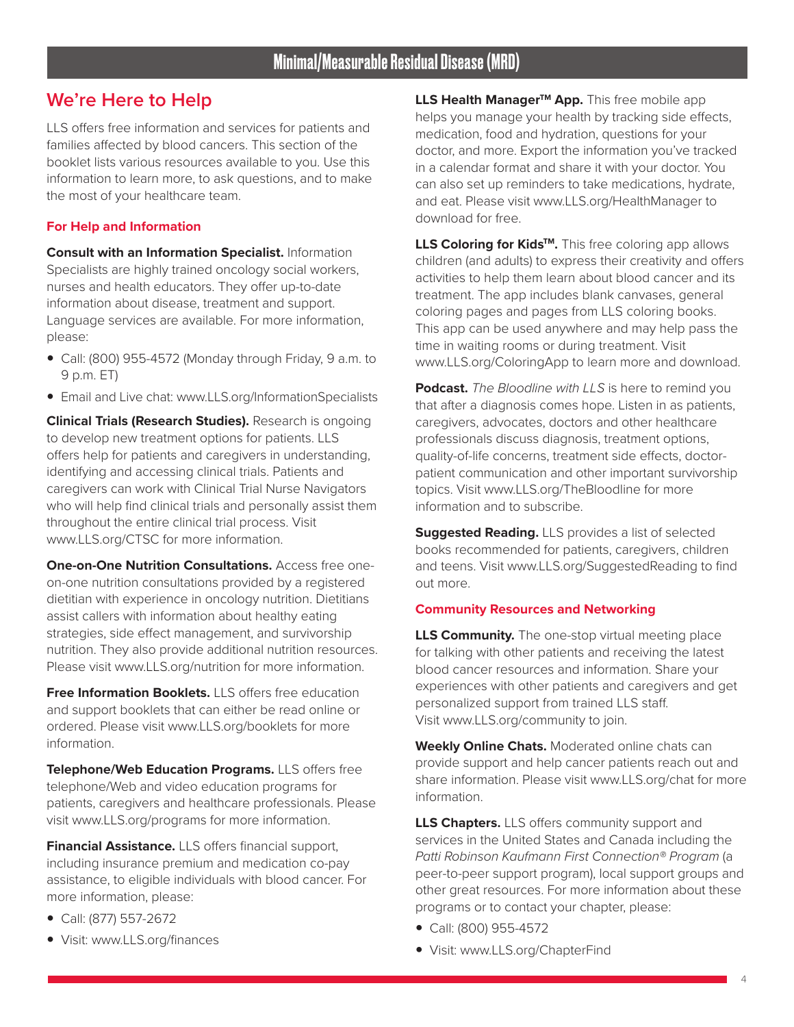## We're Here to Help

LLS offers free information and services for patients and families affected by blood cancers. This section of the booklet lists various resources available to you. Use this information to learn more, to ask questions, and to make the most of your healthcare team.

### For Help and Information

**Consult with an Information Specialist.** Information Specialists are highly trained oncology social workers, nurses and health educators. They offer up-to-date information about disease, treatment and support. Language services are available. For more information, please:

- Call: (800) 955-4572 (Monday through Friday, 9 a.m. to 9 p.m. ET)
- Email and Live chat: www.LLS.org/InformationSpecialists

**Clinical Trials (Research Studies).** Research is ongoing to develop new treatment options for patients. LLS offers help for patients and caregivers in understanding, identifying and accessing clinical trials. Patients and caregivers can work with Clinical Trial Nurse Navigators who will help find clinical trials and personally assist them throughout the entire clinical trial process. Visit www.LLS.org/CTSC for more information.

**One-on-One Nutrition Consultations.** Access free one-on-one nutrition consultations provided by a registered dietitian with experience in oncology nutrition. Dietitians assist callers with information about healthy eating strategies, side effect management, and survivorship nutrition. They also provide additional nutrition resources. Please visit www.LLS.org/nutrition for more information.

**Free Information Booklets.** LLS offers free education and support booklets that can either be read online or ordered. Please visit www.LLS.org/booklets for more information.

**Telephone/Web Education Programs.** LLS offers free telephone/Web and video education programs for patients, caregivers and healthcare professionals. Please visit www.LLS.org/programs for more information.

**Financial Assistance.** LLS offers financial support, including insurance premium and medication co-pay assistance, to eligible individuals with blood cancer. For more information, please:

- Call: (877) 557-2672
- Visit: www.LLS.org/finances

**LLS Health Manager™ App.** This free mobile app helps you manage your health by tracking side effects, medication, food and hydration, questions for your doctor, and more. Export the information you've tracked in a calendar format and share it with your doctor. You can also set up reminders to take medications, hydrate, and eat. Please visit www.LLS.org/HealthManager to download for free.

**LLS Coloring for Kids™.** This free coloring app allows children (and adults) to express their creativity and offers activities to help them learn about blood cancer and its treatment. The app includes blank canvases, general coloring pages and pages from LLS coloring books. This app can be used anywhere and may help pass the time in waiting rooms or during treatment. Visit www.LLS.org/ColoringApp to learn more and download.

**Podcast.** *The Bloodline with LLS* is here to remind you that after a diagnosis comes hope. Listen in as patients, caregivers, advocates, doctors and other healthcare professionals discuss diagnosis, treatment options, quality-of-life concerns, treatment side effects, doctor-patient communication and other important survivorship topics. Visit www.LLS.org/TheBloodline for more information and to subscribe.

**Suggested Reading.** LLS provides a list of selected books recommended for patients, caregivers, children and teens. Visit www.LLS.org/SuggestedReading to find out more.

### Community Resources and Networking

**LLS Community.** The one-stop virtual meeting place for talking with other patients and receiving the latest blood cancer resources and information. Share your experiences with other patients and caregivers and get personalized support from trained LLS staff. Visit www.LLS.org/community to join.

**Weekly Online Chats.** Moderated online chats can provide support and help cancer patients reach out and share information. Please visit www.LLS.org/chat for more information.

**LLS Chapters.** LLS offers community support and services in the United States and Canada including the *Patti Robinson Kaufmann First Connection® Program* (a peer-to-peer support program), local support groups and other great resources. For more information about these programs or to contact your chapter, please:

- Call: (800) 955-4572
- Visit: www.LLS.org/ChapterFind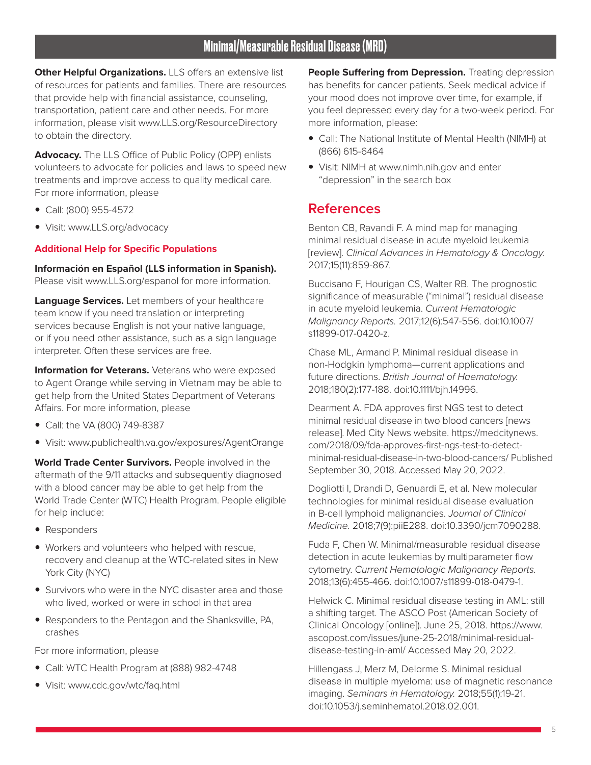**Other Helpful Organizations.** LLS offers an extensive list of resources for patients and families. There are resources that provide help with financial assistance, counseling, transportation, patient care and other needs. For more information, please visit www.LLS.org/ResourceDirectory to obtain the directory.

**Advocacy.** The LLS Office of Public Policy (OPP) enlists volunteers to advocate for policies and laws to speed new treatments and improve access to quality medical care. For more information, please

- Call: (800) 955-4572
- Visit: www.LLS.org/advocacy

### Additional Help for Specific Populations

**Información en Español (LLS information in Spanish).** Please visit www.LLS.org/espanol for more information.

**Language Services.** Let members of your healthcare team know if you need translation or interpreting services because English is not your native language, or if you need other assistance, such as a sign language interpreter. Often these services are free.

**Information for Veterans.** Veterans who were exposed to Agent Orange while serving in Vietnam may be able to get help from the United States Department of Veterans Affairs. For more information, please

- Call: the VA (800) 749-8387
- Visit: www.publichealth.va.gov/exposures/AgentOrange

**World Trade Center Survivors.** People involved in the aftermath of the 9/11 attacks and subsequently diagnosed with a blood cancer may be able to get help from the World Trade Center (WTC) Health Program. People eligible for help include:

- Responders
- Workers and volunteers who helped with rescue, recovery and cleanup at the WTC-related sites in New York City (NYC)
- Survivors who were in the NYC disaster area and those who lived, worked or were in school in that area
- Responders to the Pentagon and the Shanksville, PA, crashes

For more information, please

- Call: WTC Health Program at (888) 982-4748
- Visit: www.cdc.gov/wtc/faq.html

**People Suffering from Depression.** Treating depression has benefits for cancer patients. Seek medical advice if your mood does not improve over time, for example, if you feel depressed every day for a two-week period. For more information, please:

- Call: The National Institute of Mental Health (NIMH) at (866) 615-6464
- Visit: NIMH at www.nimh.nih.gov and enter "depression" in the search box

## References

Benton CB, Ravandi F. A mind map for managing minimal residual disease in acute myeloid leukemia [review]. *Clinical Advances in Hematology & Oncology.* 2017;15(11):859-867.

Buccisano F, Hourigan CS, Walter RB. The prognostic significance of measurable ("minimal") residual disease in acute myeloid leukemia. *Current Hematologic Malignancy Reports.* 2017;12(6):547-556. doi:10.1007/s11899-017-0420-z.

Chase ML, Armand P. Minimal residual disease in non-Hodgkin lymphoma—current applications and future directions. *British Journal of Haematology.* 2018;180(2):177-188. doi:10.1111/bjh.14996.

Dearment A. FDA approves first NGS test to detect minimal residual disease in two blood cancers [news release]. Med City News website. https://medcitynews.com/2018/09/fda-approves-first-ngs-test-to-detect-minimal-residual-disease-in-two-blood-cancers/ Published September 30, 2018. Accessed May 20, 2022.

Dogliotti I, Drandi D, Genuardi E, et al. New molecular technologies for minimal residual disease evaluation in B-cell lymphoid malignancies. *Journal of Clinical Medicine.* 2018;7(9):piiE288. doi:10.3390/jcm7090288.

Fuda F, Chen W. Minimal/measurable residual disease detection in acute leukemias by multiparameter flow cytometry. *Current Hematologic Malignancy Reports.* 2018;13(6):455-466. doi:10.1007/s11899-018-0479-1.

Helwick C. Minimal residual disease testing in AML: still a shifting target. The ASCO Post (American Society of Clinical Oncology [online]). June 25, 2018. https://www.ascopost.com/issues/june-25-2018/minimal-residual-disease-testing-in-aml/ Accessed May 20, 2022.

Hillengass J, Merz M, Delorme S. Minimal residual disease in multiple myeloma: use of magnetic resonance imaging. *Seminars in Hematology.* 2018;55(1):19-21. doi:10.1053/j.seminhematol.2018.02.001.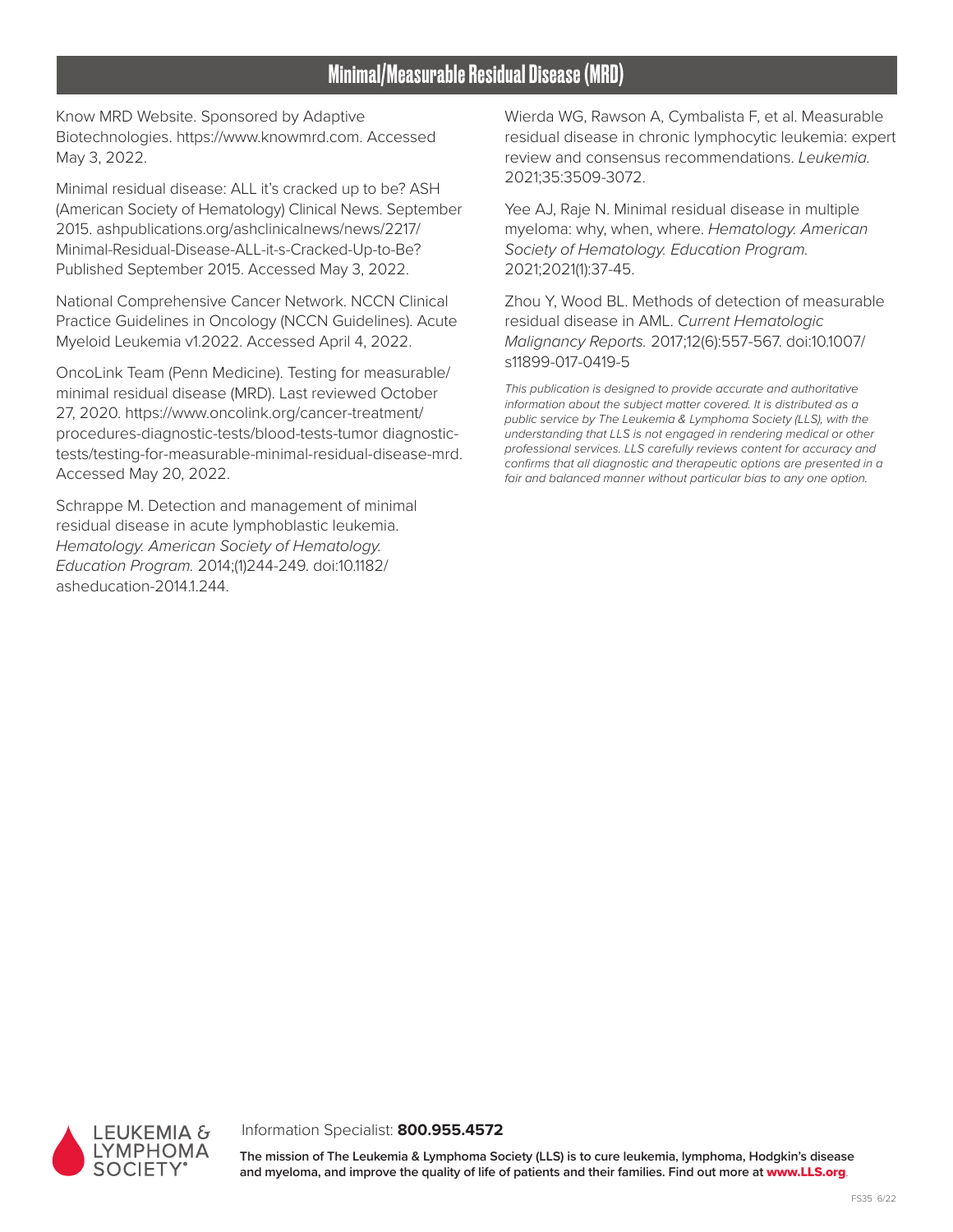Know MRD Website. Sponsored by Adaptive Biotechnologies. https://www.knowmrd.com. Accessed May 3, 2022.

Minimal residual disease: ALL it's cracked up to be? ASH (American Society of Hematology) Clinical News. September 2015. ashpublications.org/ashclinicalnews/news/2217/Minimal-Residual-Disease-ALL-it-s-Cracked-Up-to-Be? Published September 2015. Accessed May 3, 2022.

National Comprehensive Cancer Network. NCCN Clinical Practice Guidelines in Oncology (NCCN Guidelines). Acute Myeloid Leukemia v1.2022. Accessed April 4, 2022.

OncoLink Team (Penn Medicine). Testing for measurable/minimal residual disease (MRD). Last reviewed October 27, 2020. https://www.oncolink.org/cancer-treatment/procedures-diagnostic-tests/blood-tests-tumor diagnostic-tests/testing-for-measurable-minimal-residual-disease-mrd. Accessed May 20, 2022.

Schrappe M. Detection and management of minimal residual disease in acute lymphoblastic leukemia. *Hematology. American Society of Hematology. Education Program.* 2014;(1)244-249. doi:10.1182/asheducation-2014.1.244.

Wierda WG, Rawson A, Cymbalista F, et al. Measurable residual disease in chronic lymphocytic leukemia: expert review and consensus recommendations. *Leukemia.* 2021;35:3509-3072.

Yee AJ, Raje N. Minimal residual disease in multiple myeloma: why, when, where. *Hematology. American Society of Hematology. Education Program.* 2021;2021(1):37-45.

Zhou Y, Wood BL. Methods of detection of measurable residual disease in AML. *Current Hematologic Malignancy Reports.* 2017;12(6):557-567. doi:10.1007/s11899-017-0419-5

*This publication is designed to provide accurate and authoritative information about the subject matter covered. It is distributed as a public service by The Leukemia & Lymphoma Society (LLS), with the understanding that LLS is not engaged in rendering medical or other professional services. LLS carefully reviews content for accuracy and confirms that all diagnostic and therapeutic options are presented in a fair and balanced manner without particular bias to any one option.*

Information Specialist: **800.955.4572**

**The mission of The Leukemia & Lymphoma Society (LLS) is to cure leukemia, lymphoma, Hodgkin's disease and myeloma, and improve the quality of life of patients and their families. Find out more at www.LLS.org.**

FS35 6/22